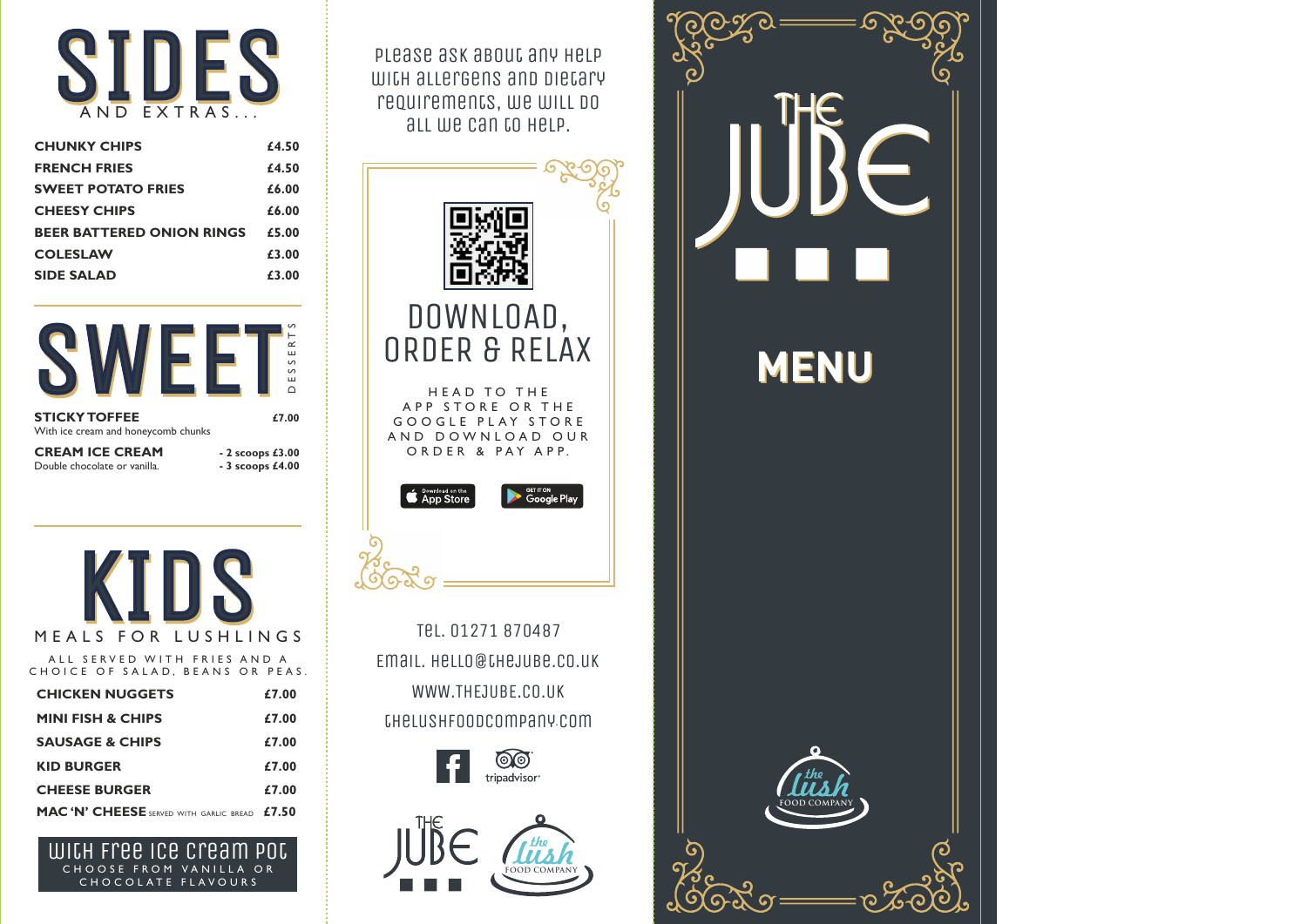# SIDES

AND EXTRAS...

| | |
|---|---|
| **CHUNKY CHIPS** | **£4.50** |
| **FRENCH FRIES** | **£4.50** |
| **SWEET POTATO FRIES** | **£6.00** |
| **CHEESY CHIPS** | **£6.00** |
| **BEER BATTERED ONION RINGS** | **£5.00** |
| **COLESLAW** | **£3.00** |
| **SIDE SALAD** | **£3.00** |

# SWEET

DESSERTS

**STICKY TOFFEE** **£7.00**
With ice cream and honeycomb chunks

**CREAM ICE CREAM** **- 2 scoops £3.00** **- 3 scoops £4.00**
Double chocolate or vanilla.

# KIDS

MEALS FOR LUSHLINGS

ALL SERVED WITH FRIES AND A CHOICE OF SALAD, BEANS OR PEAS.

| | |
|---|---|
| **CHICKEN NUGGETS** | **£7.00** |
| **MINI FISH & CHIPS** | **£7.00** |
| **SAUSAGE & CHIPS** | **£7.00** |
| **KID BURGER** | **£7.00** |
| **CHEESE BURGER** | **£7.00** |
| **MAC 'N' CHEESE** SERVED WITH GARLIC BREAD | **£7.50** |

**WITH FREE ICE CREAM POT**
CHOOSE FROM VANILLA OR CHOCOLATE FLAVOURS

Please ask about any help with allergens and dietary requirements, we will do all we can to help.

## DOWNLOAD, ORDER & RELAX

HEAD TO THE APP STORE OR THE GOOGLE PLAY STORE AND DOWNLOAD OUR ORDER & PAY APP.

Download on the App Store

GET IT ON Google Play

Tel. 01271 870487

Email. hello@thejube.co.uk

WWW.THEJUBE.CO.UK

thelushfoodcompany.com

tripadvisor

THE JUBE

the lush FOOD COMPANY

# THE JUBE

# MENU

the lush FOOD COMPANY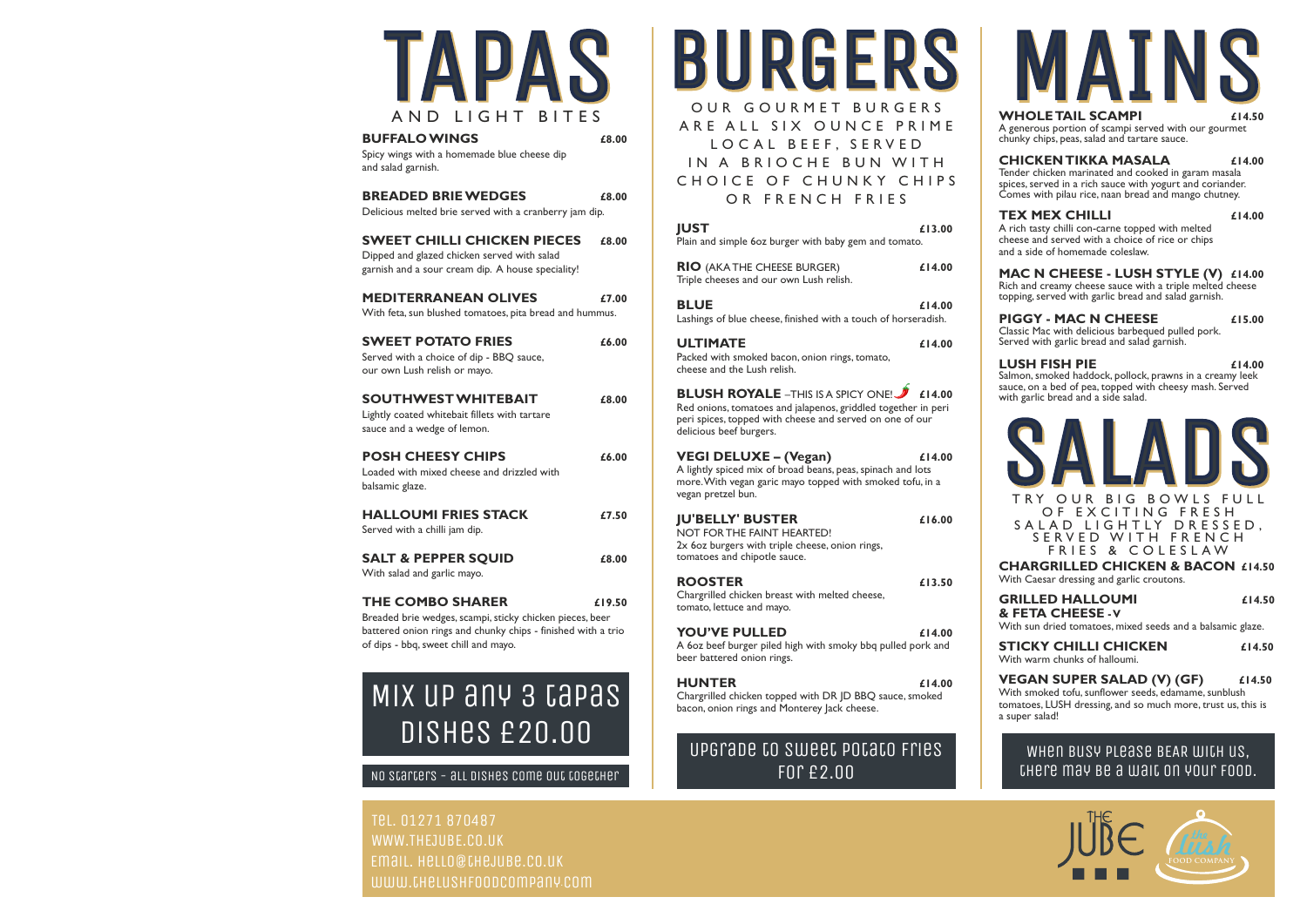# TAPAS

AND LIGHT BITES

**BUFFALO WINGS** £8.00
Spicy wings with a homemade blue cheese dip and salad garnish.

**BREADED BRIE WEDGES** £8.00
Delicious melted brie served with a cranberry jam dip.

**SWEET CHILLI CHICKEN PIECES** £8.00
Dipped and glazed chicken served with salad garnish and a sour cream dip. A house speciality!

**MEDITERRANEAN OLIVES** £7.00
With feta, sun blushed tomatoes, pita bread and hummus.

**SWEET POTATO FRIES** £6.00
Served with a choice of dip - BBQ sauce, our own Lush relish or mayo.

**SOUTHWEST WHITEBAIT** £8.00
Lightly coated whitebait fillets with tartare sauce and a wedge of lemon.

**POSH CHEESY CHIPS** £6.00
Loaded with mixed cheese and drizzled with balsamic glaze.

**HALLOUMI FRIES STACK** £7.50
Served with a chilli jam dip.

**SALT & PEPPER SQUID** £8.00
With salad and garlic mayo.

**THE COMBO SHARER** £19.50
Breaded brie wedges, scampi, sticky chicken pieces, beer battered onion rings and chunky chips - finished with a trio of dips - bbq, sweet chill and mayo.

## MIX UP ANY 3 TAPAS DISHES £20.00

NO STARTERS - ALL DISHES COME OUT TOGETHER

# BURGERS

OUR GOURMET BURGERS ARE ALL SIX OUNCE PRIME LOCAL BEEF, SERVED IN A BRIOCHE BUN WITH CHOICE OF CHUNKY CHIPS OR FRENCH FRIES

**JUST** £13.00
Plain and simple 6oz burger with baby gem and tomato.

**RIO** (AKA THE CHEESE BURGER) £14.00
Triple cheeses and our own Lush relish.

**BLUE** £14.00
Lashings of blue cheese, finished with a touch of horseradish.

**ULTIMATE** £14.00
Packed with smoked bacon, onion rings, tomato, cheese and the Lush relish.

**BLUSH ROYALE** –THIS IS A SPICY ONE! £14.00
Red onions, tomatoes and jalapenos, griddled together in peri peri spices, topped with cheese and served on one of our delicious beef burgers.

**VEGI DELUXE – (Vegan)** £14.00
A lightly spiced mix of broad beans, peas, spinach and lots more. With vegan garic mayo topped with smoked tofu, in a vegan pretzel bun.

**JU'BELLY' BUSTER** £16.00
NOT FOR THE FAINT HEARTED!
2x 6oz burgers with triple cheese, onion rings, tomatoes and chipotle sauce.

**ROOSTER** £13.50
Chargrilled chicken breast with melted cheese, tomato, lettuce and mayo.

**YOU'VE PULLED** £14.00
A 6oz beef burger piled high with smoky bbq pulled pork and beer battered onion rings.

**HUNTER** £14.00
Chargrilled chicken topped with DR JD BBQ sauce, smoked bacon, onion rings and Monterey Jack cheese.

## UPGRADE TO SWEET POTATO FRIES FOR £2.00

# MAINS

**WHOLE TAIL SCAMPI** £14.50
A generous portion of scampi served with our gourmet chunky chips, peas, salad and tartare sauce.

**CHICKEN TIKKA MASALA** £14.00
Tender chicken marinated and cooked in garam masala spices, served in a rich sauce with yogurt and coriander. Comes with pilau rice, naan bread and mango chutney.

**TEX MEX CHILLI** £14.00
A rich tasty chilli con-carne topped with melted cheese and served with a choice of rice or chips and a side of homemade coleslaw.

**MAC N CHEESE - LUSH STYLE (V)** £14.00
Rich and creamy cheese sauce with a triple melted cheese topping, served with garlic bread and salad garnish.

**PIGGY - MAC N CHEESE** £15.00
Classic Mac with delicious barbequed pulled pork. Served with garlic bread and salad garnish.

**LUSH FISH PIE** £14.00
Salmon, smoked haddock, pollock, prawns in a creamy leek sauce, on a bed of pea, topped with cheesy mash. Served with garlic bread and a side salad.

# SALADS

TRY OUR BIG BOWLS FULL OF EXCITING FRESH SALAD LIGHTLY DRESSED, SERVED WITH FRENCH FRIES & COLESLAW

**CHARGRILLED CHICKEN & BACON** £14.50
With Caesar dressing and garlic croutons.

**GRILLED HALLOUMI & FETA CHEESE - V** £14.50
With sun dried tomatoes, mixed seeds and a balsamic glaze.

**STICKY CHILLI CHICKEN** £14.50
With warm chunks of halloumi.

**VEGAN SUPER SALAD (V) (GF)** £14.50
With smoked tofu, sunflower seeds, edamame, sunblush tomatoes, LUSH dressing, and so much more, trust us, this is a super salad!

WHEN BUSY PLEASE BEAR WITH US, THERE MAY BE A WAIT ON YOUR FOOD.

TEL. 01271 870487
WWW.THEJUBE.CO.UK
EMAIL. HELLO@THEJUBE.CO.UK
WWW.THELUSHFOODCOMPANY.COM

THE JUBE
the lush FOOD COMPANY